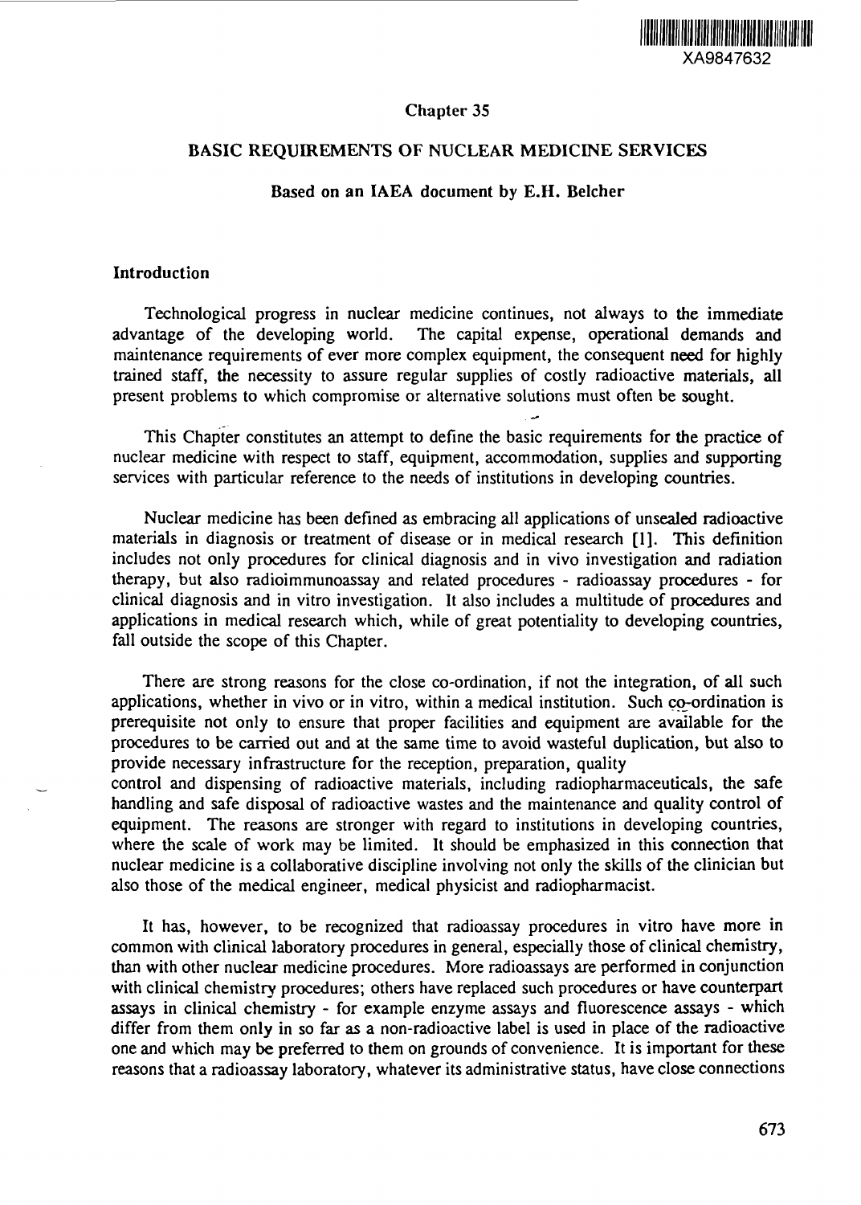XA9847632

# Chapter 35

## BASIC REQUIREMENTS OF NUCLEAR MEDICINE SERVICES

**Based on an IAEA document by E.H. Belcher**

### Introduction

Technological progress in nuclear medicine continues, not always to the immediate advantage of the developing world. The capital expense, operational demands and maintenance requirements of ever more complex equipment, the consequent need for highly trained staff, the necessity to assure regular supplies of costly radioactive materials, all present problems to which compromise or alternative solutions must often be sought.

This Chapter constitutes an attempt to define the basic requirements for the practice of nuclear medicine with respect to staff, equipment, accommodation, supplies and supporting services with particular reference to the needs of institutions in developing countries.

Nuclear medicine has been defined as embracing all applications of unsealed radioactive materials in diagnosis or treatment of disease or in medical research [1]. This definition includes not only procedures for clinical diagnosis and in vivo investigation and radiation therapy, but also radioimmunoassay and related procedures - radioassay procedures - for clinical diagnosis and in vitro investigation. It also includes a multitude of procedures and applications in medical research which, while of great potentiality to developing countries, fall outside the scope of this Chapter.

There are strong reasons for the close co-ordination, if not the integration, of all such applications, whether in vivo or in vitro, within a medical institution. Such co-ordination is prerequisite not only to ensure that proper facilities and equipment are available for the procedures to be carried out and at the same time to avoid wasteful duplication, but also to provide necessary infrastructure for the reception, preparation, quality control and dispensing of radioactive materials, including radiopharmaceuticals, the safe handling and safe disposal of radioactive wastes and the maintenance and quality control of equipment. The reasons are stronger with regard to institutions in developing countries, where the scale of work may be limited. It should be emphasized in this connection that nuclear medicine is a collaborative discipline involving not only the skills of the clinician but also those of the medical engineer, medical physicist and radiopharmacist.

It has, however, to be recognized that radioassay procedures in vitro have more in common with clinical laboratory procedures in general, especially those of clinical chemistry, than with other nuclear medicine procedures. More radioassays are performed in conjunction with clinical chemistry procedures; others have replaced such procedures or have counterpart assays in clinical chemistry - for example enzyme assays and fluorescence assays - which differ from them only in so far as a non-radioactive label is used in place of the radioactive one and which may be preferred to them on grounds of convenience. It is important for these reasons that a radioassay laboratory, whatever its administrative status, have close connections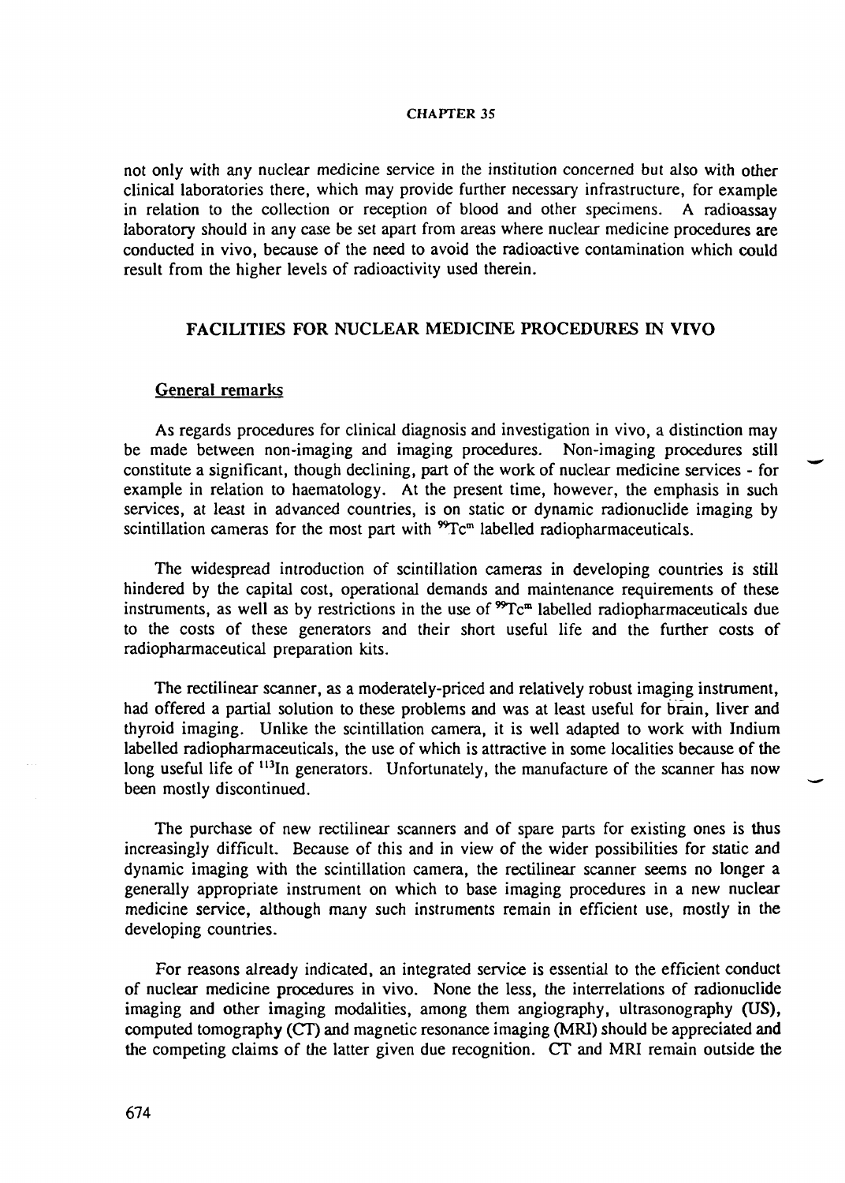not only with any nuclear medicine service in the institution concerned but also with other clinical laboratories there, which may provide further necessary infrastructure, for example in relation to the collection or reception of blood and other specimens. A radioassay laboratory should in any case be set apart from areas where nuclear medicine procedures are conducted in vivo, because of the need to avoid the radioactive contamination which could result from the higher levels of radioactivity used therein.

## FACILITIES FOR NUCLEAR MEDICINE PROCEDURES IN VIVO

### General remarks

As regards procedures for clinical diagnosis and investigation in vivo, a distinction may be made between non-imaging and imaging procedures. Non-imaging procedures still constitute a significant, though declining, part of the work of nuclear medicine services - for example in relation to haematology. At the present time, however, the emphasis in such services, at least in advanced countries, is on static or dynamic radionuclide imaging by scintillation cameras for the most part with $^{99}Tc^{m}$ labelled radiopharmaceuticals.

The widespread introduction of scintillation cameras in developing countries is still hindered by the capital cost, operational demands and maintenance requirements of these instruments, as well as by restrictions in the use of $^{99}Tc^{m}$ labelled radiopharmaceuticals due to the costs of these generators and their short useful life and the further costs of radiopharmaceutical preparation kits.

The rectilinear scanner, as a moderately-priced and relatively robust imaging instrument, had offered a partial solution to these problems and was at least useful for brain, liver and thyroid imaging. Unlike the scintillation camera, it is well adapted to work with Indium labelled radiopharmaceuticals, the use of which is attractive in some localities because of the long useful life of $^{113}In$ generators. Unfortunately, the manufacture of the scanner has now been mostly discontinued.

The purchase of new rectilinear scanners and of spare parts for existing ones is thus increasingly difficult. Because of this and in view of the wider possibilities for static and dynamic imaging with the scintillation camera, the rectilinear scanner seems no longer a generally appropriate instrument on which to base imaging procedures in a new nuclear medicine service, although many such instruments remain in efficient use, mostly in the developing countries.

For reasons already indicated, an integrated service is essential to the efficient conduct of nuclear medicine procedures in vivo. None the less, the interrelations of radionuclide imaging and other imaging modalities, among them angiography, ultrasonography (US), computed tomography (CT) and magnetic resonance imaging (MRI) should be appreciated and the competing claims of the latter given due recognition. CT and MRI remain outside the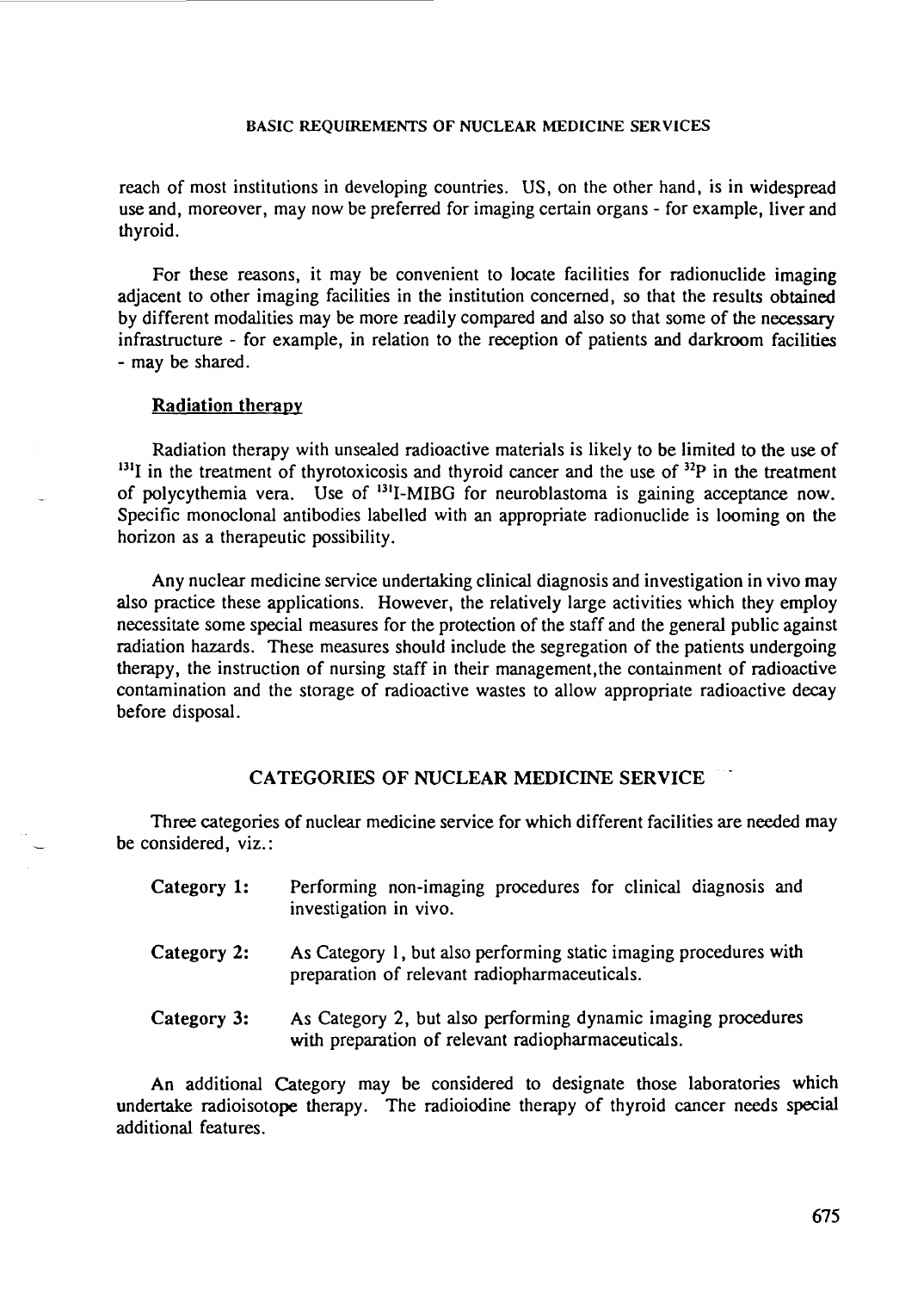reach of most institutions in developing countries. US, on the other hand, is in widespread use and, moreover, may now be preferred for imaging certain organs - for example, liver and thyroid.

For these reasons, it may be convenient to locate facilities for radionuclide imaging adjacent to other imaging facilities in the institution concerned, so that the results obtained by different modalities may be more readily compared and also so that some of the necessary infrastructure - for example, in relation to the reception of patients and darkroom facilities - may be shared.

### Radiation therapy

Radiation therapy with unsealed radioactive materials is likely to be limited to the use of $^{131}$I in the treatment of thyrotoxicosis and thyroid cancer and the use of $^{32}$P in the treatment of polycythemia vera. Use of $^{131}$I-MIBG for neuroblastoma is gaining acceptance now. Specific monoclonal antibodies labelled with an appropriate radionuclide is looming on the horizon as a therapeutic possibility.

Any nuclear medicine service undertaking clinical diagnosis and investigation in vivo may also practice these applications. However, the relatively large activities which they employ necessitate some special measures for the protection of the staff and the general public against radiation hazards. These measures should include the segregation of the patients undergoing therapy, the instruction of nursing staff in their management,the containment of radioactive contamination and the storage of radioactive wastes to allow appropriate radioactive decay before disposal.

## CATEGORIES OF NUCLEAR MEDICINE SERVICE

Three categories of nuclear medicine service for which different facilities are needed may be considered, viz.:

- **Category 1:** Performing non-imaging procedures for clinical diagnosis and investigation in vivo.
- **Category 2:** As Category 1, but also performing static imaging procedures with preparation of relevant radiopharmaceuticals.
- **Category 3:** As Category 2, but also performing dynamic imaging procedures with preparation of relevant radiopharmaceuticals.

An additional Category may be considered to designate those laboratories which undertake radioisotope therapy. The radioiodine therapy of thyroid cancer needs special additional features.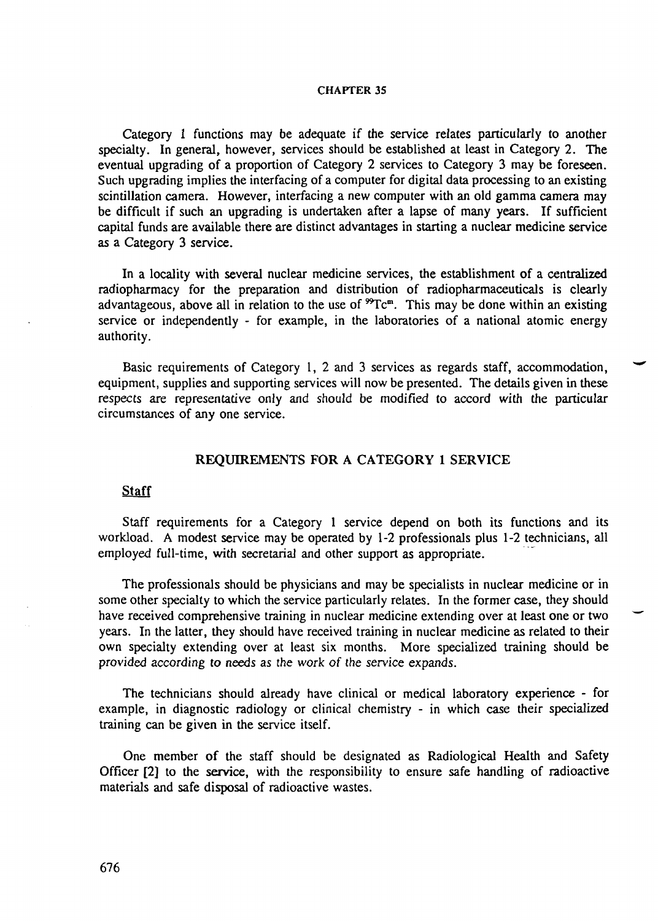Category 1 functions may be adequate if the service relates particularly to another specialty. In general, however, services should be established at least in Category 2. The eventual upgrading of a proportion of Category 2 services to Category 3 may be foreseen. Such upgrading implies the interfacing of a computer for digital data processing to an existing scintillation camera. However, interfacing a new computer with an old gamma camera may be difficult if such an upgrading is undertaken after a lapse of many years. If sufficient capital funds are available there are distinct advantages in starting a nuclear medicine service as a Category 3 service.

In a locality with several nuclear medicine services, the establishment of a centralized radiopharmacy for the preparation and distribution of radiopharmaceuticals is clearly advantageous, above all in relation to the use of $^{99}Tc^{m}$. This may be done within an existing service or independently - for example, in the laboratories of a national atomic energy authority.

Basic requirements of Category 1, 2 and 3 services as regards staff, accommodation, equipment, supplies and supporting services will now be presented. The details given in these respects are representative only and should be modified to accord with the particular circumstances of any one service.

## REQUIREMENTS FOR A CATEGORY 1 SERVICE

### Staff

Staff requirements for a Category 1 service depend on both its functions and its workload. A modest service may be operated by 1-2 professionals plus 1-2 technicians, all employed full-time, with secretarial and other support as appropriate.

The professionals should be physicians and may be specialists in nuclear medicine or in some other specialty to which the service particularly relates. In the former case, they should have received comprehensive training in nuclear medicine extending over at least one or two years. In the latter, they should have received training in nuclear medicine as related to their own specialty extending over at least six months. More specialized training should be provided according to needs as the work of the service expands.

The technicians should already have clinical or medical laboratory experience - for example, in diagnostic radiology or clinical chemistry - in which case their specialized training can be given in the service itself.

One member of the staff should be designated as Radiological Health and Safety Officer [2] to the service, with the responsibility to ensure safe handling of radioactive materials and safe disposal of radioactive wastes.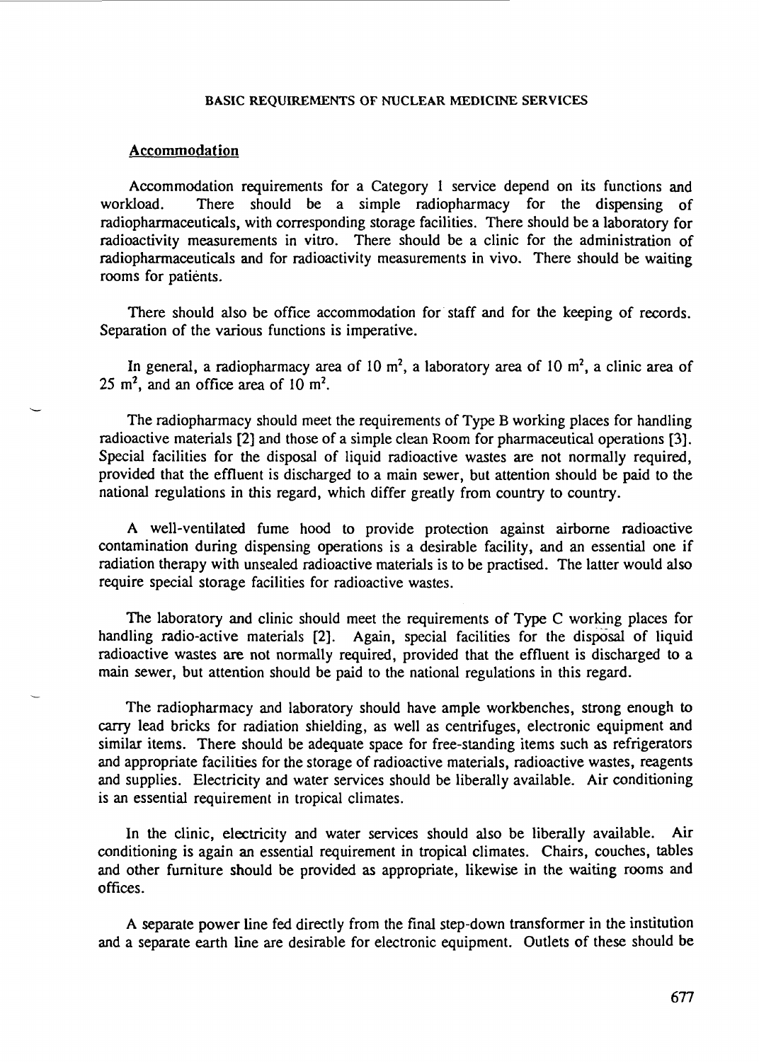BASIC REQUIREMENTS OF NUCLEAR MEDICINE SERVICES

## Accommodation

Accommodation requirements for a Category 1 service depend on its functions and workload. There should be a simple radiopharmacy for the dispensing of radiopharmaceuticals, with corresponding storage facilities. There should be a laboratory for radioactivity measurements in vitro. There should be a clinic for the administration of radiopharmaceuticals and for radioactivity measurements in vivo. There should be waiting rooms for patients.

There should also be office accommodation for staff and for the keeping of records. Separation of the various functions is imperative.

In general, a radiopharmacy area of 10 $m^2$, a laboratory area of 10 $m^2$, a clinic area of 25 $m^2$, and an office area of 10 $m^2$.

The radiopharmacy should meet the requirements of Type B working places for handling radioactive materials [2] and those of a simple clean Room for pharmaceutical operations [3]. Special facilities for the disposal of liquid radioactive wastes are not normally required, provided that the effluent is discharged to a main sewer, but attention should be paid to the national regulations in this regard, which differ greatly from country to country.

A well-ventilated fume hood to provide protection against airborne radioactive contamination during dispensing operations is a desirable facility, and an essential one if radiation therapy with unsealed radioactive materials is to be practised. The latter would also require special storage facilities for radioactive wastes.

The laboratory and clinic should meet the requirements of Type C working places for handling radio-active materials [2]. Again, special facilities for the disposal of liquid radioactive wastes are not normally required, provided that the effluent is discharged to a main sewer, but attention should be paid to the national regulations in this regard.

The radiopharmacy and laboratory should have ample workbenches, strong enough to carry lead bricks for radiation shielding, as well as centrifuges, electronic equipment and similar items. There should be adequate space for free-standing items such as refrigerators and appropriate facilities for the storage of radioactive materials, radioactive wastes, reagents and supplies. Electricity and water services should be liberally available. Air conditioning is an essential requirement in tropical climates.

In the clinic, electricity and water services should also be liberally available. Air conditioning is again an essential requirement in tropical climates. Chairs, couches, tables and other furniture should be provided as appropriate, likewise in the waiting rooms and offices.

A separate power line fed directly from the final step-down transformer in the institution and a separate earth line are desirable for electronic equipment. Outlets of these should be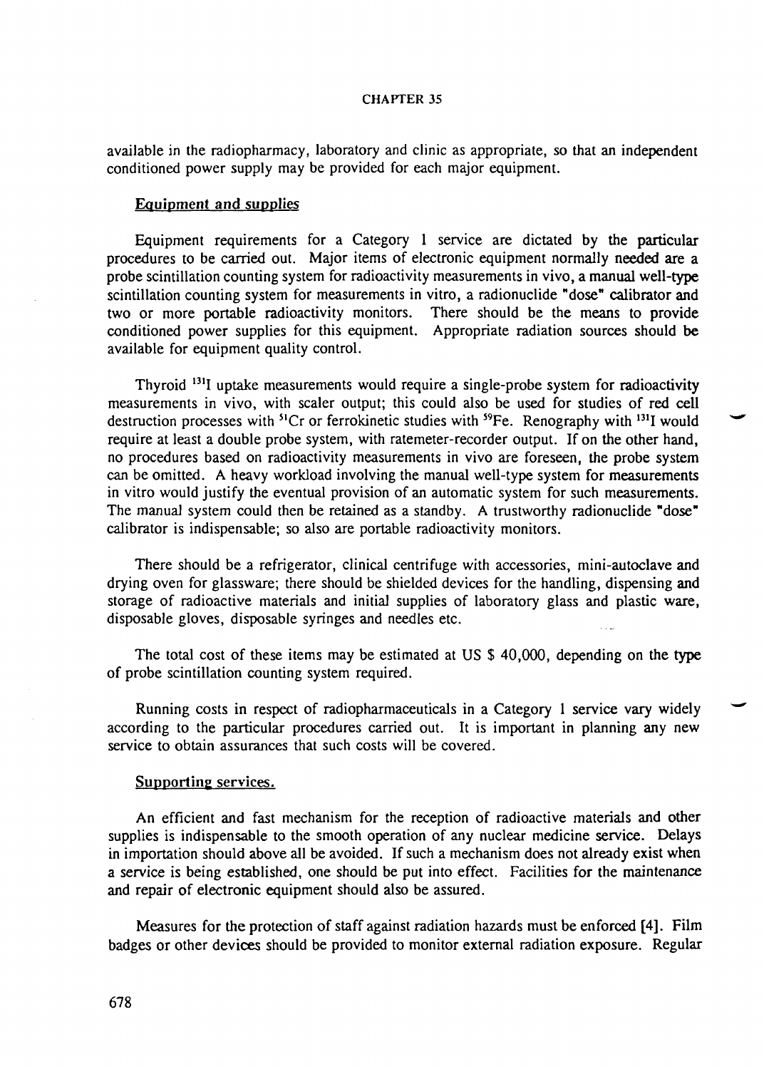available in the radiopharmacy, laboratory and clinic as appropriate, so that an independent conditioned power supply may be provided for each major equipment.

### Equipment and supplies

Equipment requirements for a Category 1 service are dictated by the particular procedures to be carried out. Major items of electronic equipment normally needed are a probe scintillation counting system for radioactivity measurements in vivo, a manual well-type scintillation counting system for measurements in vitro, a radionuclide "dose" calibrator and two or more portable radioactivity monitors. There should be the means to provide conditioned power supplies for this equipment. Appropriate radiation sources should be available for equipment quality control.

Thyroid $^{131}I$ uptake measurements would require a single-probe system for radioactivity measurements in vivo, with scaler output; this could also be used for studies of red cell destruction processes with $^{51}Cr$ or ferrokinetic studies with $^{59}Fe$. Renography with $^{131}I$ would require at least a double probe system, with ratemeter-recorder output. If on the other hand, no procedures based on radioactivity measurements in vivo are foreseen, the probe system can be omitted. A heavy workload involving the manual well-type system for measurements in vitro would justify the eventual provision of an automatic system for such measurements. The manual system could then be retained as a standby. A trustworthy radionuclide "dose" calibrator is indispensable; so also are portable radioactivity monitors.

There should be a refrigerator, clinical centrifuge with accessories, mini-autoclave and drying oven for glassware; there should be shielded devices for the handling, dispensing and storage of radioactive materials and initial supplies of laboratory glass and plastic ware, disposable gloves, disposable syringes and needles etc.

The total cost of these items may be estimated at US $ 40,000, depending on the type of probe scintillation counting system required.

Running costs in respect of radiopharmaceuticals in a Category 1 service vary widely according to the particular procedures carried out. It is important in planning any new service to obtain assurances that such costs will be covered.

### Supporting services.

An efficient and fast mechanism for the reception of radioactive materials and other supplies is indispensable to the smooth operation of any nuclear medicine service. Delays in importation should above all be avoided. If such a mechanism does not already exist when a service is being established, one should be put into effect. Facilities for the maintenance and repair of electronic equipment should also be assured.

Measures for the protection of staff against radiation hazards must be enforced [4]. Film badges or other devices should be provided to monitor external radiation exposure. Regular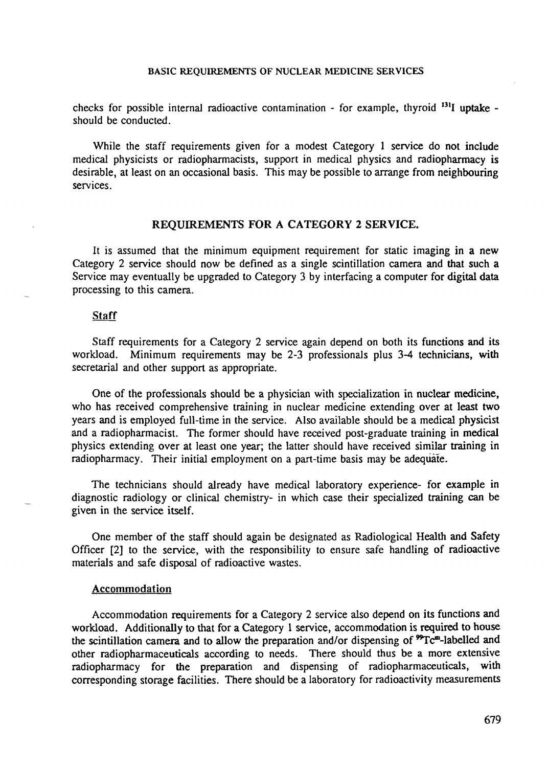checks for possible internal radioactive contamination - for example, thyroid $^{131}I$ uptake - should be conducted.

While the staff requirements given for a modest Category 1 service do not include medical physicists or radiopharmacists, support in medical physics and radiopharmacy is desirable, at least on an occasional basis. This may be possible to arrange from neighbouring services.

## REQUIREMENTS FOR A CATEGORY 2 SERVICE.

It is assumed that the minimum equipment requirement for static imaging in a new Category 2 service should now be defined as a single scintillation camera and that such a Service may eventually be upgraded to Category 3 by interfacing a computer for digital data processing to this camera.

### Staff

Staff requirements for a Category 2 service again depend on both its functions and its workload. Minimum requirements may be 2-3 professionals plus 3-4 technicians, with secretarial and other support as appropriate.

One of the professionals should be a physician with specialization in nuclear medicine, who has received comprehensive training in nuclear medicine extending over at least two years and is employed full-time in the service. Also available should be a medical physicist and a radiopharmacist. The former should have received post-graduate training in medical physics extending over at least one year; the latter should have received similar training in radiopharmacy. Their initial employment on a part-time basis may be adequate.

The technicians should already have medical laboratory experience- for example in diagnostic radiology or clinical chemistry- in which case their specialized training can be given in the service itself.

One member of the staff should again be designated as Radiological Health and Safety Officer [2] to the service, with the responsibility to ensure safe handling of radioactive materials and safe disposal of radioactive wastes.

### Accommodation

Accommodation requirements for a Category 2 service also depend on its functions and workload. Additionally to that for a Category 1 service, accommodation is required to house the scintillation camera and to allow the preparation and/or dispensing of $^{99}Tc^{m}$-labelled and other radiopharmaceuticals according to needs. There should thus be a more extensive radiopharmacy for the preparation and dispensing of radiopharmaceuticals, with corresponding storage facilities. There should be a laboratory for radioactivity measurements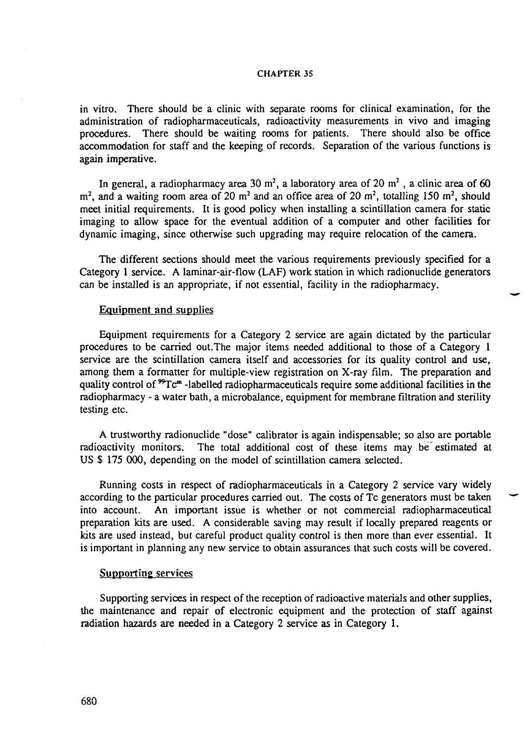in vitro. There should be a clinic with separate rooms for clinical examination, for the administration of radiopharmaceuticals, radioactivity measurements in vivo and imaging procedures. There should be waiting rooms for patients. There should also be office accommodation for staff and the keeping of records. Separation of the various functions is again imperative.

In general, a radiopharmacy area 30 $m^2$, a laboratory area of 20 $m^2$ , a clinic area of 60 $m^2$, and a waiting room area of 20 $m^2$ and an office area of 20 $m^2$, totalling 150 $m^2$, should meet initial requirements. It is good policy when installing a scintillation camera for static imaging to allow space for the eventual addition of a computer and other facilities for dynamic imaging, since otherwise such upgrading may require relocation of the camera.

The different sections should meet the various requirements previously specified for a Category 1 service. A laminar-air-flow (LAF) work station in which radionuclide generators can be installed is an appropriate, if not essential, facility in the radiopharmacy.

### Equipment and supplies

Equipment requirements for a Category 2 service are again dictated by the particular procedures to be carried out.The major items needed additional to those of a Category 1 service are the scintillation camera itself and accessories for its quality control and use, among them a formatter for multiple-view registration on X-ray film. The preparation and quality control of $^{99}Tc^{m}$ -labelled radiopharmaceuticals require some additional facilities in the radiopharmacy - a water bath, a microbalance, equipment for membrane filtration and sterility testing etc.

A trustworthy radionuclide "dose" calibrator is again indispensable; so also are portable radioactivity monitors. The total additional cost of these items may be estimated at US $ 175 000, depending on the model of scintillation camera selected.

Running costs in respect of radiopharmaceuticals in a Category 2 service vary widely according to the particular procedures carried out. The costs of Tc generators must be taken into account. An important issue is whether or not commercial radiopharmaceutical preparation kits are used. A considerable saving may result if locally prepared reagents or kits are used instead, but careful product quality control is then more than ever essential. It is important in planning any new service to obtain assurances that such costs will be covered.

### Supporting services

Supporting services in respect of the reception of radioactive materials and other supplies, the maintenance and repair of electronic equipment and the protection of staff against radiation hazards are needed in a Category 2 service as in Category 1.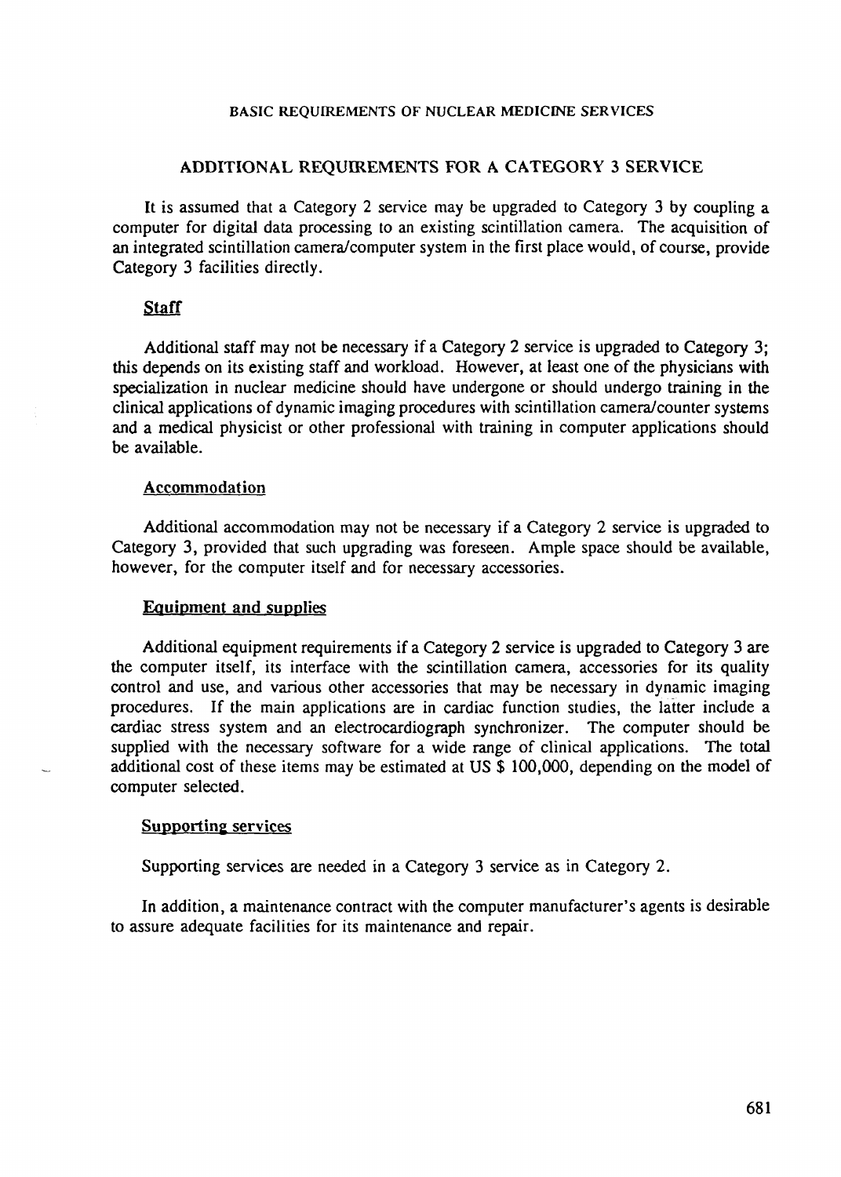## ADDITIONAL REQUIREMENTS FOR A CATEGORY 3 SERVICE

It is assumed that a Category 2 service may be upgraded to Category 3 by coupling a computer for digital data processing to an existing scintillation camera. The acquisition of an integrated scintillation camera/computer system in the first place would, of course, provide Category 3 facilities directly.

### Staff

Additional staff may not be necessary if a Category 2 service is upgraded to Category 3; this depends on its existing staff and workload. However, at least one of the physicians with specialization in nuclear medicine should have undergone or should undergo training in the clinical applications of dynamic imaging procedures with scintillation camera/counter systems and a medical physicist or other professional with training in computer applications should be available.

### Accommodation

Additional accommodation may not be necessary if a Category 2 service is upgraded to Category 3, provided that such upgrading was foreseen. Ample space should be available, however, for the computer itself and for necessary accessories.

### Equipment and supplies

Additional equipment requirements if a Category 2 service is upgraded to Category 3 are the computer itself, its interface with the scintillation camera, accessories for its quality control and use, and various other accessories that may be necessary in dynamic imaging procedures. If the main applications are in cardiac function studies, the latter include a cardiac stress system and an electrocardiograph synchronizer. The computer should be supplied with the necessary software for a wide range of clinical applications. The total additional cost of these items may be estimated at US $ 100,000, depending on the model of computer selected.

### Supporting services

Supporting services are needed in a Category 3 service as in Category 2.

In addition, a maintenance contract with the computer manufacturer's agents is desirable to assure adequate facilities for its maintenance and repair.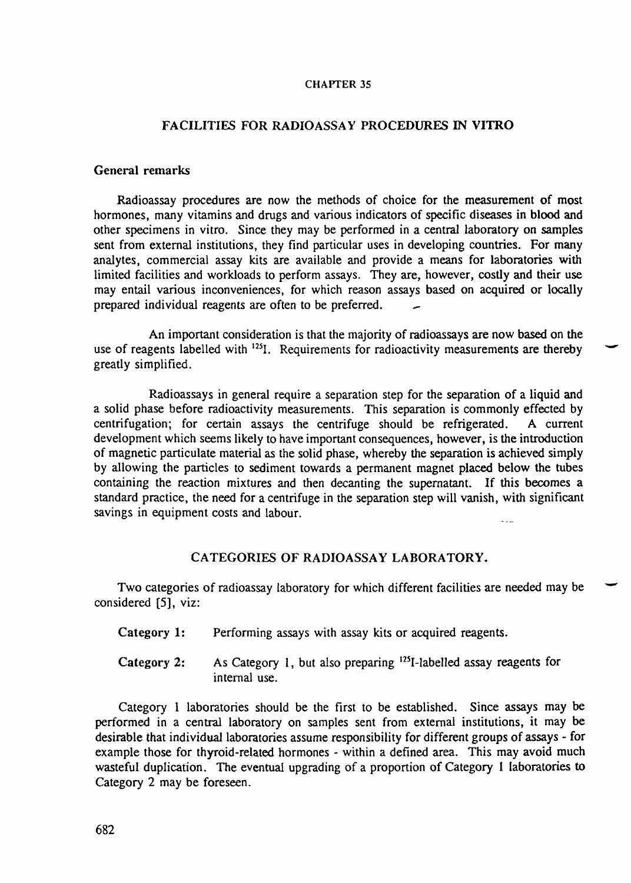CHAPTER 35

# FACILITIES FOR RADIOASSAY PROCEDURES IN VITRO

## General remarks

Radioassay procedures are now the methods of choice for the measurement of most hormones, many vitamins and drugs and various indicators of specific diseases in blood and other specimens in vitro. Since they may be performed in a central laboratory on samples sent from external institutions, they find particular uses in developing countries. For many analytes, commercial assay kits are available and provide a means for laboratories with limited facilities and workloads to perform assays. They are, however, costly and their use may entail various inconveniences, for which reason assays based on acquired or locally prepared individual reagents are often to be preferred.

An important consideration is that the majority of radioassays are now based on the use of reagents labelled with $^{125}I$. Requirements for radioactivity measurements are thereby greatly simplified.

Radioassays in general require a separation step for the separation of a liquid and a solid phase before radioactivity measurements. This separation is commonly effected by centrifugation; for certain assays the centrifuge should be refrigerated. A current development which seems likely to have important consequences, however, is the introduction of magnetic particulate material as the solid phase, whereby the separation is achieved simply by allowing the particles to sediment towards a permanent magnet placed below the tubes containing the reaction mixtures and then decanting the supernatant. If this becomes a standard practice, the need for a centrifuge in the separation step will vanish, with significant savings in equipment costs and labour.

## CATEGORIES OF RADIOASSAY LABORATORY.

Two categories of radioassay laboratory for which different facilities are needed may be considered [5], viz:

**Category 1:** Performing assays with assay kits or acquired reagents.

**Category 2:** As Category 1, but also preparing $^{125}I$-labelled assay reagents for internal use.

Category 1 laboratories should be the first to be established. Since assays may be performed in a central laboratory on samples sent from external institutions, it may be desirable that individual laboratories assume responsibility for different groups of assays - for example those for thyroid-related hormones - within a defined area. This may avoid much wasteful duplication. The eventual upgrading of a proportion of Category 1 laboratories to Category 2 may be foreseen.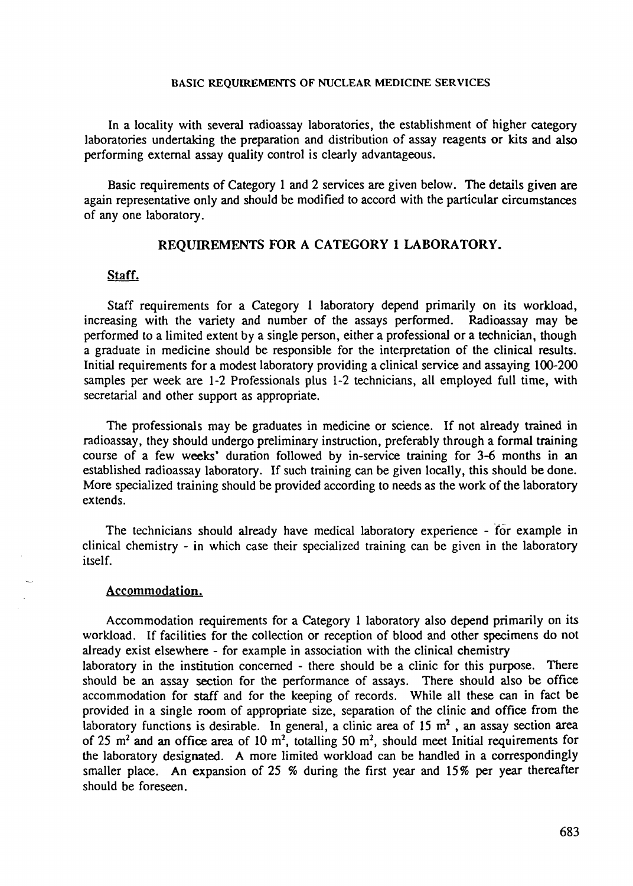In a locality with several radioassay laboratories, the establishment of higher category laboratories undertaking the preparation and distribution of assay reagents or kits and also performing external assay quality control is clearly advantageous.

Basic requirements of Category 1 and 2 services are given below. The details given are again representative only and should be modified to accord with the particular circumstances of any one laboratory.

## REQUIREMENTS FOR A CATEGORY 1 LABORATORY.

### Staff.

Staff requirements for a Category 1 laboratory depend primarily on its workload, increasing with the variety and number of the assays performed. Radioassay may be performed to a limited extent by a single person, either a professional or a technician, though a graduate in medicine should be responsible for the interpretation of the clinical results. Initial requirements for a modest laboratory providing a clinical service and assaying 100-200 samples per week are 1-2 Professionals plus 1-2 technicians, all employed full time, with secretarial and other support as appropriate.

The professionals may be graduates in medicine or science. If not already trained in radioassay, they should undergo preliminary instruction, preferably through a formal training course of a few weeks' duration followed by in-service training for 3-6 months in an established radioassay laboratory. If such training can be given locally, this should be done. More specialized training should be provided according to needs as the work of the laboratory extends.

The technicians should already have medical laboratory experience - for example in clinical chemistry - in which case their specialized training can be given in the laboratory itself.

### Accommodation.

Accommodation requirements for a Category 1 laboratory also depend primarily on its workload. If facilities for the collection or reception of blood and other specimens do not already exist elsewhere - for example in association with the clinical chemistry laboratory in the institution concerned - there should be a clinic for this purpose. There should be an assay section for the performance of assays. There should also be office accommodation for staff and for the keeping of records. While all these can in fact be provided in a single room of appropriate size, separation of the clinic and office from the laboratory functions is desirable. In general, a clinic area of 15 $m^2$ , an assay section area of 25 $m^2$ and an office area of 10 $m^2$, totalling 50 $m^2$, should meet Initial requirements for the laboratory designated. A more limited workload can be handled in a correspondingly smaller place. An expansion of 25 % during the first year and 15% per year thereafter should be foreseen.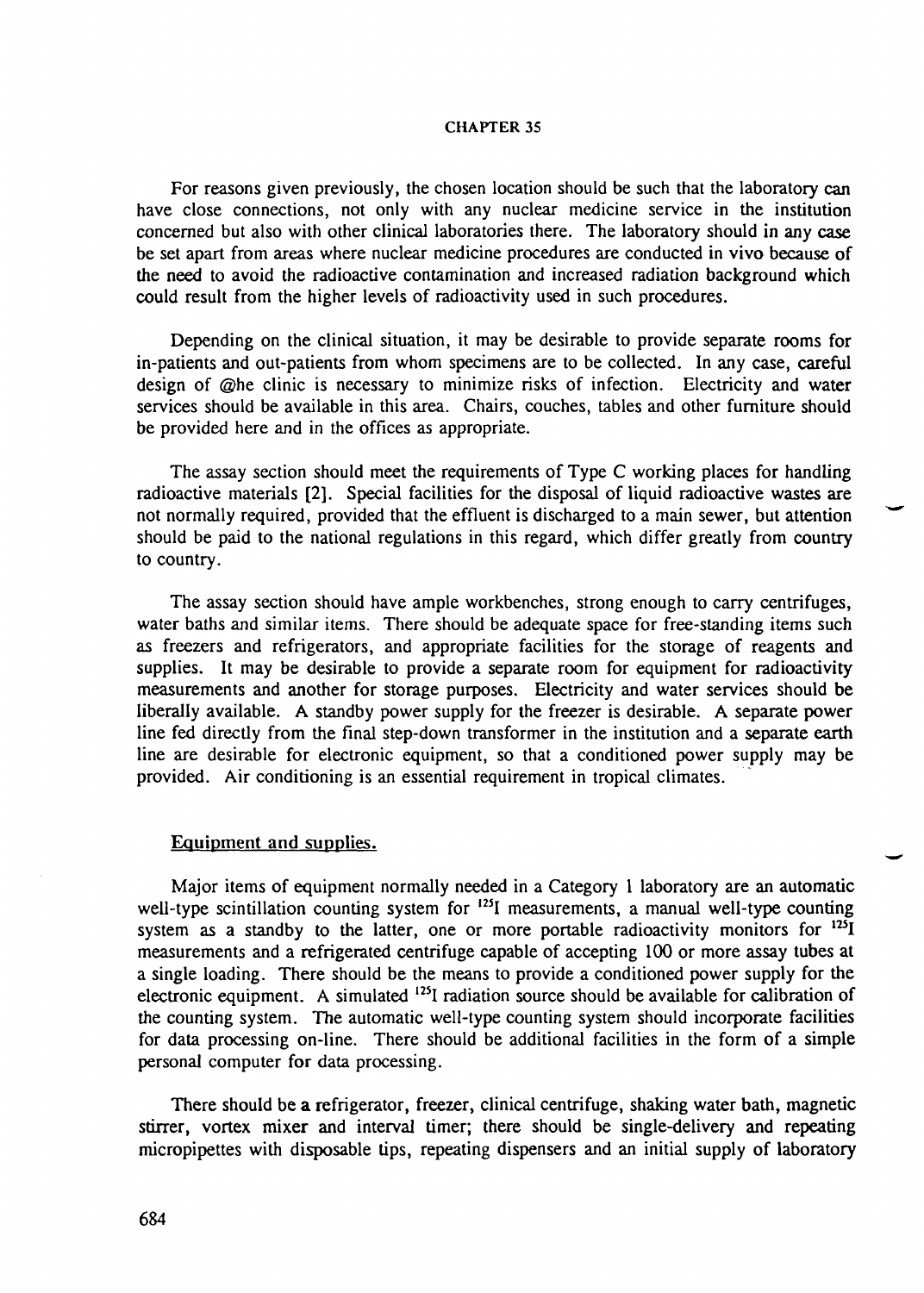For reasons given previously, the chosen location should be such that the laboratory can have close connections, not only with any nuclear medicine service in the institution concerned but also with other clinical laboratories there. The laboratory should in any case be set apart from areas where nuclear medicine procedures are conducted in vivo because of the need to avoid the radioactive contamination and increased radiation background which could result from the higher levels of radioactivity used in such procedures.

Depending on the clinical situation, it may be desirable to provide separate rooms for in-patients and out-patients from whom specimens are to be collected. In any case, careful design of @he clinic is necessary to minimize risks of infection. Electricity and water services should be available in this area. Chairs, couches, tables and other furniture should be provided here and in the offices as appropriate.

The assay section should meet the requirements of Type C working places for handling radioactive materials [2]. Special facilities for the disposal of liquid radioactive wastes are not normally required, provided that the effluent is discharged to a main sewer, but attention should be paid to the national regulations in this regard, which differ greatly from country to country.

The assay section should have ample workbenches, strong enough to carry centrifuges, water baths and similar items. There should be adequate space for free-standing items such as freezers and refrigerators, and appropriate facilities for the storage of reagents and supplies. It may be desirable to provide a separate room for equipment for radioactivity measurements and another for storage purposes. Electricity and water services should be liberally available. A standby power supply for the freezer is desirable. A separate power line fed directly from the final step-down transformer in the institution and a separate earth line are desirable for electronic equipment, so that a conditioned power supply may be provided. Air conditioning is an essential requirement in tropical climates.

## Equipment and supplies.

Major items of equipment normally needed in a Category 1 laboratory are an automatic well-type scintillation counting system for $^{125}$I measurements, a manual well-type counting system as a standby to the latter, one or more portable radioactivity monitors for $^{125}$I measurements and a refrigerated centrifuge capable of accepting 100 or more assay tubes at a single loading. There should be the means to provide a conditioned power supply for the electronic equipment. A simulated $^{125}$I radiation source should be available for calibration of the counting system. The automatic well-type counting system should incorporate facilities for data processing on-line. There should be additional facilities in the form of a simple personal computer for data processing.

There should be a refrigerator, freezer, clinical centrifuge, shaking water bath, magnetic stirrer, vortex mixer and interval timer; there should be single-delivery and repeating micropipettes with disposable tips, repeating dispensers and an initial supply of laboratory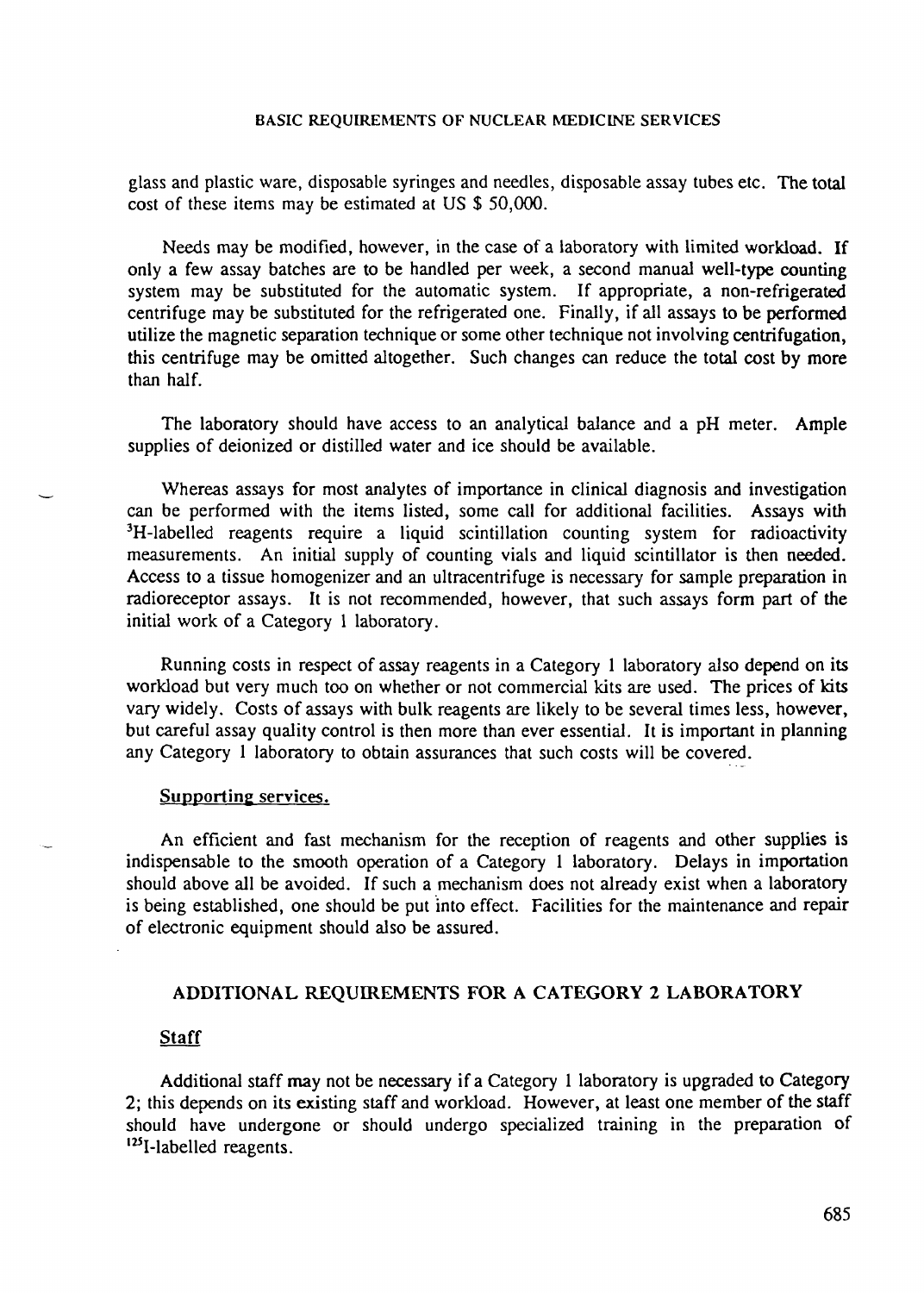glass and plastic ware, disposable syringes and needles, disposable assay tubes etc. The total cost of these items may be estimated at US $ 50,000.

Needs may be modified, however, in the case of a laboratory with limited workload. If only a few assay batches are to be handled per week, a second manual well-type counting system may be substituted for the automatic system. If appropriate, a non-refrigerated centrifuge may be substituted for the refrigerated one. Finally, if all assays to be performed utilize the magnetic separation technique or some other technique not involving centrifugation, this centrifuge may be omitted altogether. Such changes can reduce the total cost by more than half.

The laboratory should have access to an analytical balance and a pH meter. Ample supplies of deionized or distilled water and ice should be available.

Whereas assays for most analytes of importance in clinical diagnosis and investigation can be performed with the items listed, some call for additional facilities. Assays with $^{3}H$-labelled reagents require a liquid scintillation counting system for radioactivity measurements. An initial supply of counting vials and liquid scintillator is then needed. Access to a tissue homogenizer and an ultracentrifuge is necessary for sample preparation in radioreceptor assays. It is not recommended, however, that such assays form part of the initial work of a Category 1 laboratory.

Running costs in respect of assay reagents in a Category 1 laboratory also depend on its workload but very much too on whether or not commercial kits are used. The prices of kits vary widely. Costs of assays with bulk reagents are likely to be several times less, however, but careful assay quality control is then more than ever essential. It is important in planning any Category 1 laboratory to obtain assurances that such costs will be covered.

### Supporting services.

An efficient and fast mechanism for the reception of reagents and other supplies is indispensable to the smooth operation of a Category 1 laboratory. Delays in importation should above all be avoided. If such a mechanism does not already exist when a laboratory is being established, one should be put into effect. Facilities for the maintenance and repair of electronic equipment should also be assured.

## ADDITIONAL REQUIREMENTS FOR A CATEGORY 2 LABORATORY

### Staff

Additional staff may not be necessary if a Category 1 laboratory is upgraded to Category 2; this depends on its existing staff and workload. However, at least one member of the staff should have undergone or should undergo specialized training in the preparation of $^{125}I$-labelled reagents.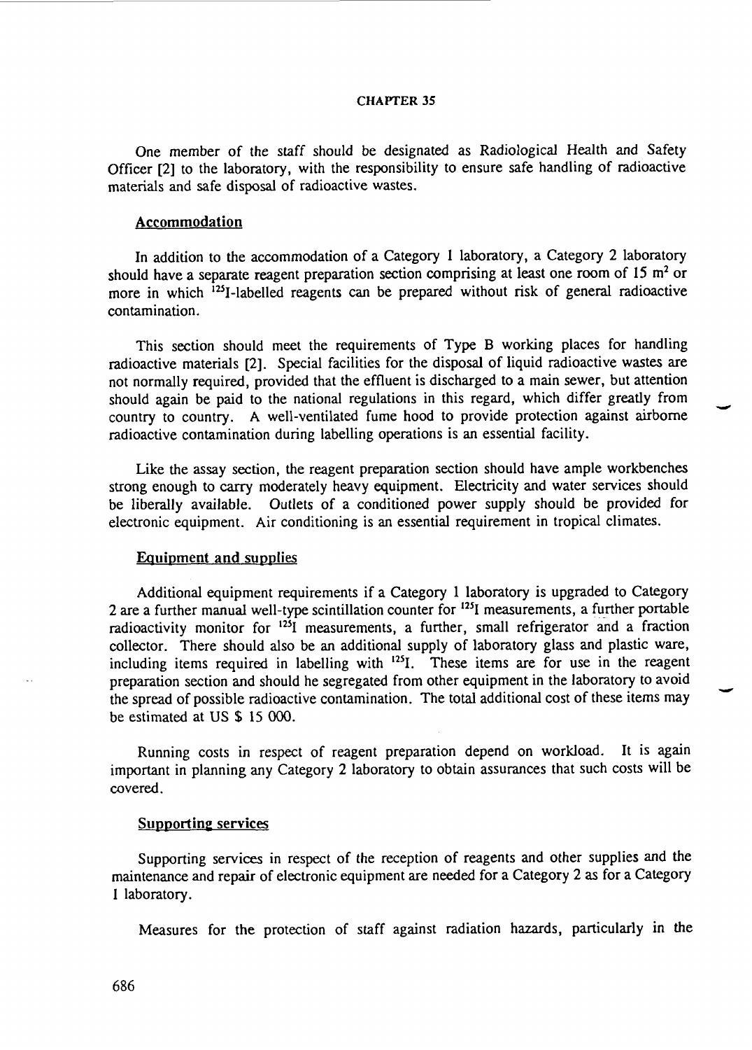One member of the staff should be designated as Radiological Health and Safety Officer [2] to the laboratory, with the responsibility to ensure safe handling of radioactive materials and safe disposal of radioactive wastes.

## Accommodation

In addition to the accommodation of a Category 1 laboratory, a Category 2 laboratory should have a separate reagent preparation section comprising at least one room of 15 $m^2$ or more in which $^{125}I$-labelled reagents can be prepared without risk of general radioactive contamination.

This section should meet the requirements of Type B working places for handling radioactive materials [2]. Special facilities for the disposal of liquid radioactive wastes are not normally required, provided that the effluent is discharged to a main sewer, but attention should again be paid to the national regulations in this regard, which differ greatly from country to country. A well-ventilated fume hood to provide protection against airborne radioactive contamination during labelling operations is an essential facility.

Like the assay section, the reagent preparation section should have ample workbenches strong enough to carry moderately heavy equipment. Electricity and water services should be liberally available. Outlets of a conditioned power supply should be provided for electronic equipment. Air conditioning is an essential requirement in tropical climates.

## Equipment and supplies

Additional equipment requirements if a Category 1 laboratory is upgraded to Category 2 are a further manual well-type scintillation counter for $^{125}I$ measurements, a further portable radioactivity monitor for $^{125}I$ measurements, a further, small refrigerator and a fraction collector. There should also be an additional supply of laboratory glass and plastic ware, including items required in labelling with $^{125}I$. These items are for use in the reagent preparation section and should he segregated from other equipment in the laboratory to avoid the spread of possible radioactive contamination. The total additional cost of these items may be estimated at US $ 15 000.

Running costs in respect of reagent preparation depend on workload. It is again important in planning any Category 2 laboratory to obtain assurances that such costs will be covered.

## Supporting services

Supporting services in respect of the reception of reagents and other supplies and the maintenance and repair of electronic equipment are needed for a Category 2 as for a Category 1 laboratory.

Measures for the protection of staff against radiation hazards, particularly in the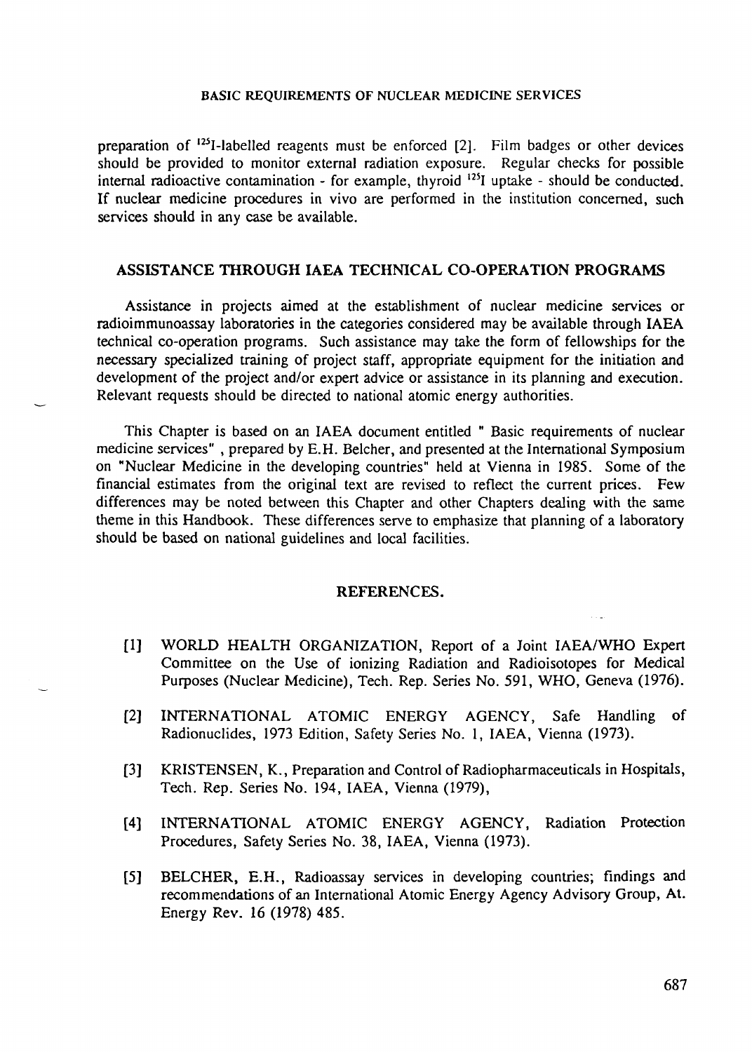preparation of $^{125}I$-labelled reagents must be enforced [2]. Film badges or other devices should be provided to monitor external radiation exposure. Regular checks for possible internal radioactive contamination - for example, thyroid $^{125}I$ uptake - should be conducted. If nuclear medicine procedures in vivo are performed in the institution concerned, such services should in any case be available.

## ASSISTANCE THROUGH IAEA TECHNICAL CO-OPERATION PROGRAMS

Assistance in projects aimed at the establishment of nuclear medicine services or radioimmunoassay laboratories in the categories considered may be available through IAEA technical co-operation programs. Such assistance may take the form of fellowships for the necessary specialized training of project staff, appropriate equipment for the initiation and development of the project and/or expert advice or assistance in its planning and execution. Relevant requests should be directed to national atomic energy authorities.

This Chapter is based on an IAEA document entitled " Basic requirements of nuclear medicine services" , prepared by E.H. Belcher, and presented at the International Symposium on "Nuclear Medicine in the developing countries" held at Vienna in 1985. Some of the financial estimates from the original text are revised to reflect the current prices. Few differences may be noted between this Chapter and other Chapters dealing with the same theme in this Handbook. These differences serve to emphasize that planning of a laboratory should be based on national guidelines and local facilities.

## REFERENCES.

[1] WORLD HEALTH ORGANIZATION, Report of a Joint IAEA/WHO Expert Committee on the Use of ionizing Radiation and Radioisotopes for Medical Purposes (Nuclear Medicine), Tech. Rep. Series No. 591, WHO, Geneva (1976).

[2] INTERNATIONAL ATOMIC ENERGY AGENCY, Safe Handling of Radionuclides, 1973 Edition, Safety Series No. 1, IAEA, Vienna (1973).

[3] KRISTENSEN, K., Preparation and Control of Radiopharmaceuticals in Hospitals, Tech. Rep. Series No. 194, IAEA, Vienna (1979),

[4] INTERNATIONAL ATOMIC ENERGY AGENCY, Radiation Protection Procedures, Safety Series No. 38, IAEA, Vienna (1973).

[5] BELCHER, E.H., Radioassay services in developing countries; findings and recommendations of an International Atomic Energy Agency Advisory Group, At. Energy Rev. 16 (1978) 485.